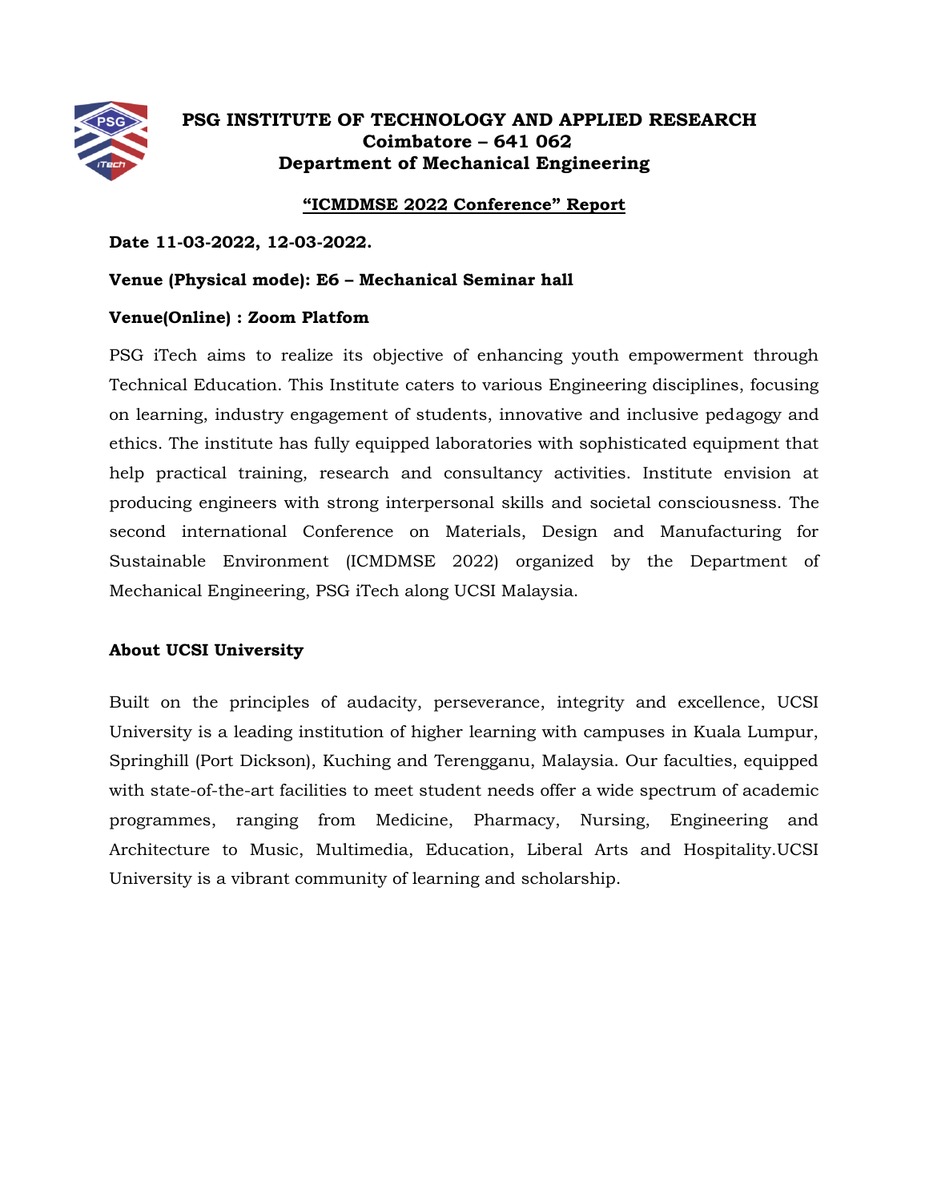# PSG INSTITUTE OF TECHNOLOGY AND APPLIED RESEARCH
## Coimbatore – 641 062
## Department of Mechanical Engineering

### "ICMDMSE 2022 Conference" Report

**Date 11-03-2022, 12-03-2022.**

**Venue (Physical mode): E6 – Mechanical Seminar hall**

**Venue(Online) : Zoom Platfom**

PSG iTech aims to realize its objective of enhancing youth empowerment through Technical Education. This Institute caters to various Engineering disciplines, focusing on learning, industry engagement of students, innovative and inclusive pedagogy and ethics. The institute has fully equipped laboratories with sophisticated equipment that help practical training, research and consultancy activities. Institute envision at producing engineers with strong interpersonal skills and societal consciousness. The second international Conference on Materials, Design and Manufacturing for Sustainable Environment (ICMDMSE 2022) organized by the Department of Mechanical Engineering, PSG iTech along UCSI Malaysia.

**About UCSI University**

Built on the principles of audacity, perseverance, integrity and excellence, UCSI University is a leading institution of higher learning with campuses in Kuala Lumpur, Springhill (Port Dickson), Kuching and Terengganu, Malaysia. Our faculties, equipped with state-of-the-art facilities to meet student needs offer a wide spectrum of academic programmes, ranging from Medicine, Pharmacy, Nursing, Engineering and Architecture to Music, Multimedia, Education, Liberal Arts and Hospitality.UCSI University is a vibrant community of learning and scholarship.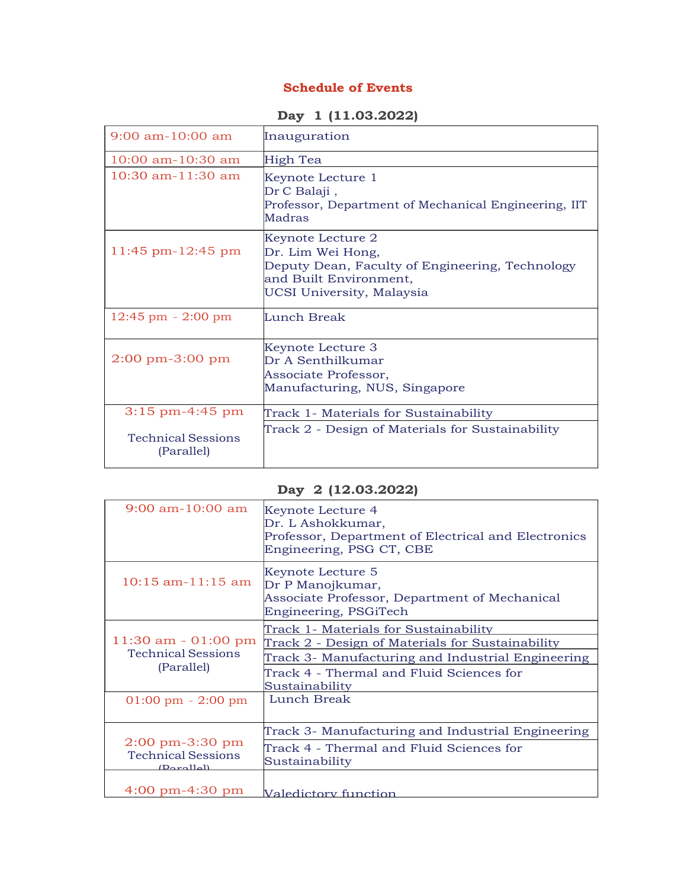## Schedule of Events

### Day 1 (11.03.2022)

| | |
|---|---|
| 9:00 am-10:00 am | Inauguration |
| 10:00 am-10:30 am | High Tea |
| 10:30 am-11:30 am | Keynote Lecture 1<br>Dr C Balaji ,<br>Professor, Department of Mechanical Engineering, IIT Madras |
| 11:45 pm-12:45 pm | Keynote Lecture 2<br>Dr. Lim Wei Hong,<br>Deputy Dean, Faculty of Engineering, Technology and Built Environment,<br>UCSI University, Malaysia |
| 12:45 pm - 2:00 pm | Lunch Break |
| 2:00 pm-3:00 pm | Keynote Lecture 3<br>Dr A Senthilkumar<br>Associate Professor,<br>Manufacturing, NUS, Singapore |
| 3:15 pm-4:45 pm<br>Technical Sessions (Parallel) | Track 1- Materials for Sustainability<br>Track 2 - Design of Materials for Sustainability |

### Day 2 (12.03.2022)

| | |
|---|---|
| 9:00 am-10:00 am | Keynote Lecture 4<br>Dr. L Ashokkumar,<br>Professor, Department of Electrical and Electronics Engineering, PSG CT, CBE |
| 10:15 am-11:15 am | Keynote Lecture 5<br>Dr P Manojkumar,<br>Associate Professor, Department of Mechanical Engineering, PSGiTech |
| 11:30 am - 01:00 pm<br>Technical Sessions (Parallel) | Track 1- Materials for Sustainability<br>Track 2 - Design of Materials for Sustainability<br>Track 3- Manufacturing and Industrial Engineering<br>Track 4 - Thermal and Fluid Sciences for Sustainability |
| 01:00 pm - 2:00 pm | Lunch Break |
| 2:00 pm-3:30 pm<br>Technical Sessions (Parallel) | Track 3- Manufacturing and Industrial Engineering<br>Track 4 - Thermal and Fluid Sciences for Sustainability |
| 4:00 pm-4:30 pm | Valedictory function |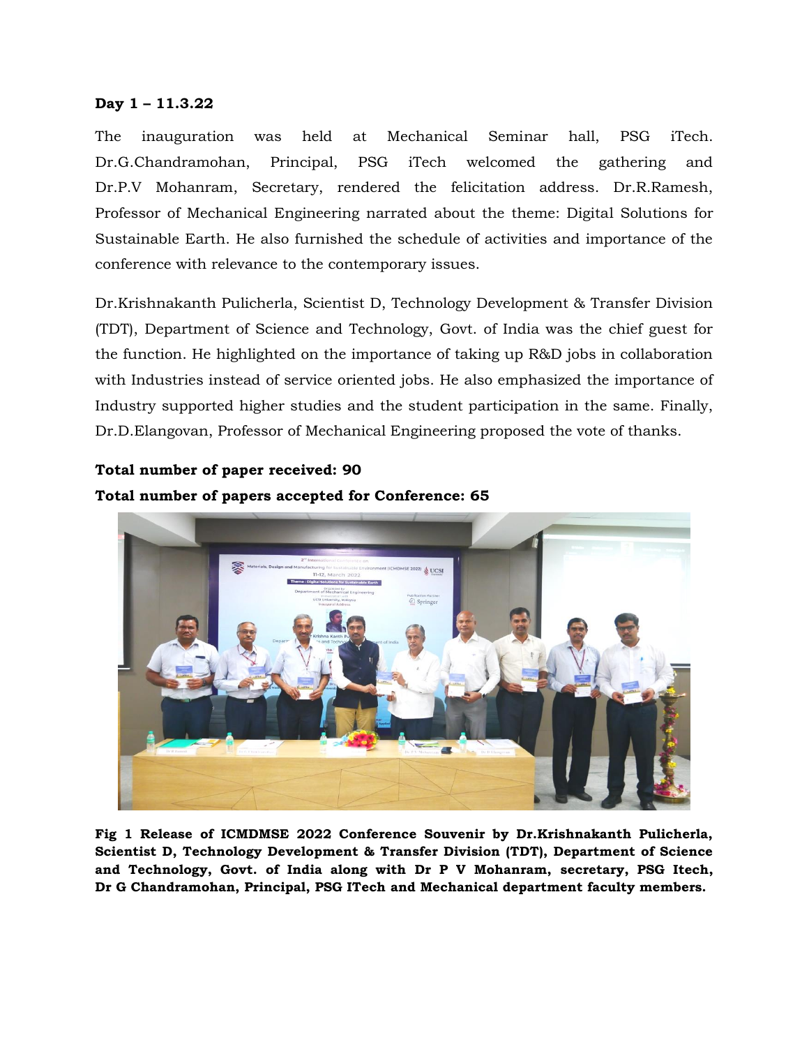**Day 1 – 11.3.22**

The inauguration was held at Mechanical Seminar hall, PSG iTech. Dr.G.Chandramohan, Principal, PSG iTech welcomed the gathering and Dr.P.V Mohanram, Secretary, rendered the felicitation address. Dr.R.Ramesh, Professor of Mechanical Engineering narrated about the theme: Digital Solutions for Sustainable Earth. He also furnished the schedule of activities and importance of the conference with relevance to the contemporary issues.

Dr.Krishnakanth Pulicherla, Scientist D, Technology Development & Transfer Division (TDT), Department of Science and Technology, Govt. of India was the chief guest for the function. He highlighted on the importance of taking up R&D jobs in collaboration with Industries instead of service oriented jobs. He also emphasized the importance of Industry supported higher studies and the student participation in the same. Finally, Dr.D.Elangovan, Professor of Mechanical Engineering proposed the vote of thanks.

**Total number of paper received: 90**

**Total number of papers accepted for Conference: 65**

**Fig 1 Release of ICMDMSE 2022 Conference Souvenir by Dr.Krishnakanth Pulicherla, Scientist D, Technology Development & Transfer Division (TDT), Department of Science and Technology, Govt. of India along with Dr P V Mohanram, secretary, PSG Itech, Dr G Chandramohan, Principal, PSG ITech and Mechanical department faculty members.**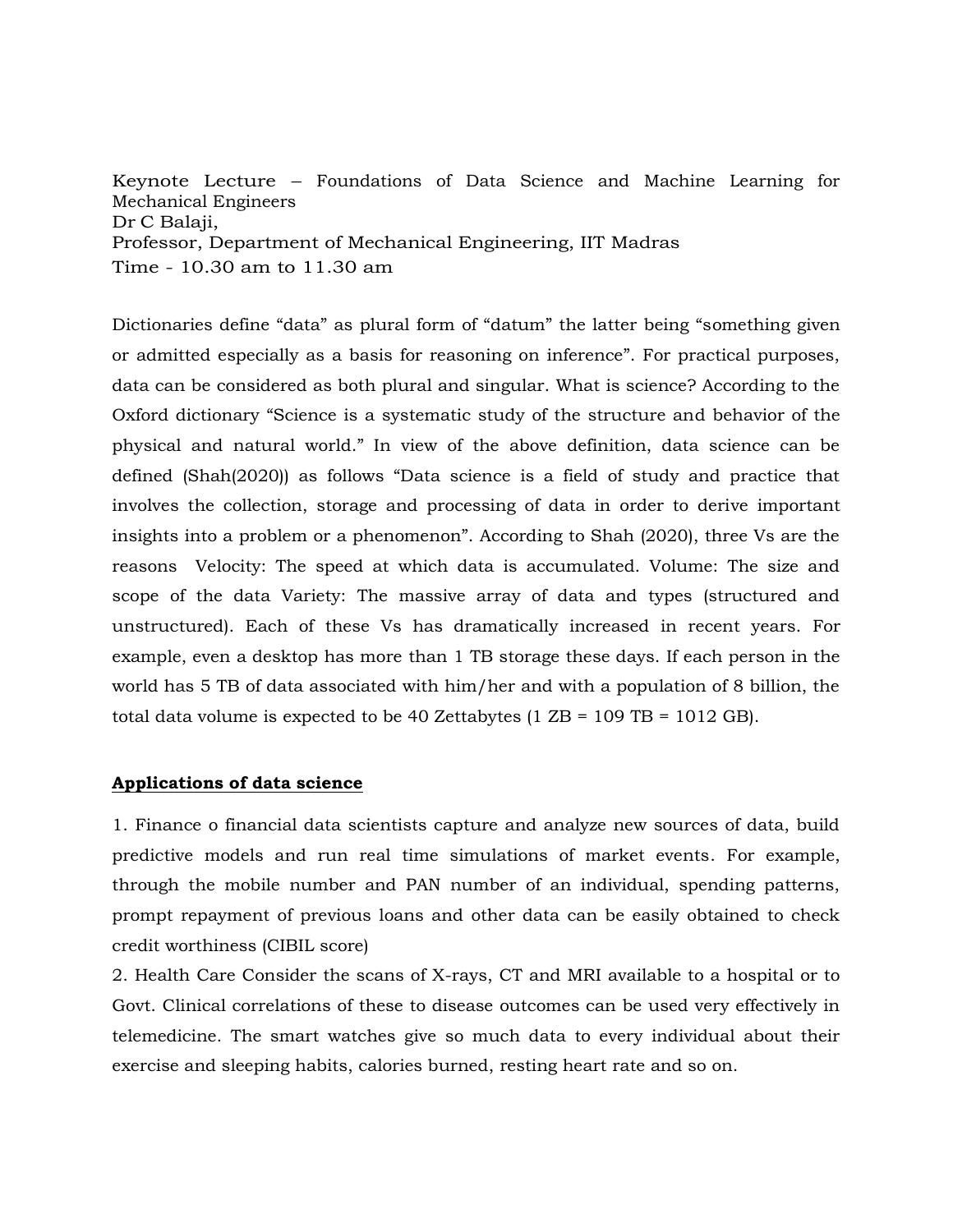Keynote Lecture – Foundations of Data Science and Machine Learning for Mechanical Engineers
Dr C Balaji,
Professor, Department of Mechanical Engineering, IIT Madras
Time - 10.30 am to 11.30 am

Dictionaries define "data" as plural form of "datum" the latter being "something given or admitted especially as a basis for reasoning on inference". For practical purposes, data can be considered as both plural and singular. What is science? According to the Oxford dictionary "Science is a systematic study of the structure and behavior of the physical and natural world." In view of the above definition, data science can be defined (Shah(2020)) as follows "Data science is a field of study and practice that involves the collection, storage and processing of data in order to derive important insights into a problem or a phenomenon". According to Shah (2020), three Vs are the reasons Velocity: The speed at which data is accumulated. Volume: The size and scope of the data Variety: The massive array of data and types (structured and unstructured). Each of these Vs has dramatically increased in recent years. For example, even a desktop has more than 1 TB storage these days. If each person in the world has 5 TB of data associated with him/her and with a population of 8 billion, the total data volume is expected to be 40 Zettabytes (1 ZB = 109 TB = 1012 GB).

**Applications of data science**

1. Finance o financial data scientists capture and analyze new sources of data, build predictive models and run real time simulations of market events. For example, through the mobile number and PAN number of an individual, spending patterns, prompt repayment of previous loans and other data can be easily obtained to check credit worthiness (CIBIL score)
2. Health Care Consider the scans of X-rays, CT and MRI available to a hospital or to Govt. Clinical correlations of these to disease outcomes can be used very effectively in telemedicine. The smart watches give so much data to every individual about their exercise and sleeping habits, calories burned, resting heart rate and so on.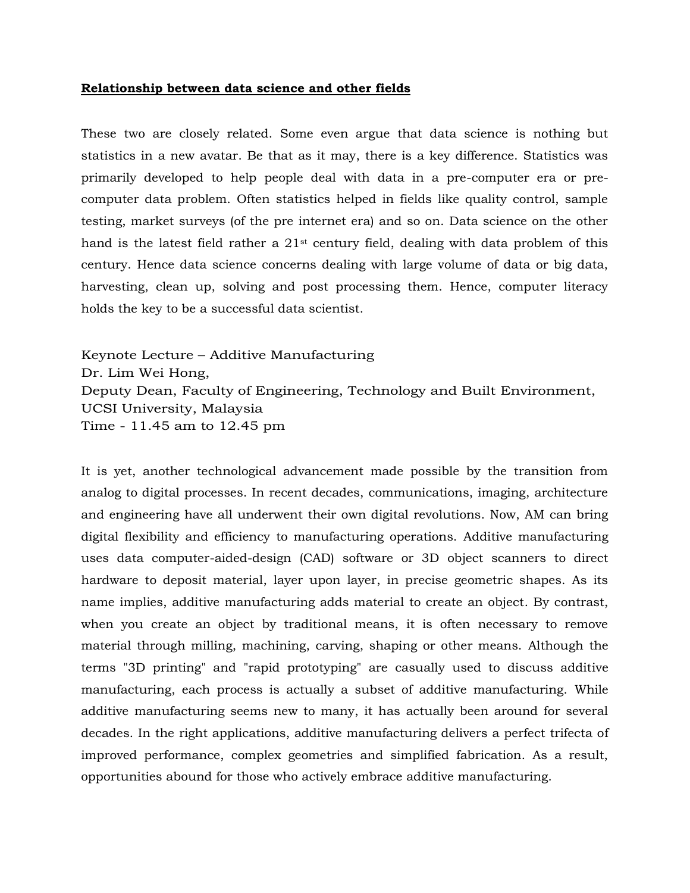**Relationship between data science and other fields**

These two are closely related. Some even argue that data science is nothing but statistics in a new avatar. Be that as it may, there is a key difference. Statistics was primarily developed to help people deal with data in a pre-computer era or pre-computer data problem. Often statistics helped in fields like quality control, sample testing, market surveys (of the pre internet era) and so on. Data science on the other hand is the latest field rather a 21$^{st}$ century field, dealing with data problem of this century. Hence data science concerns dealing with large volume of data or big data, harvesting, clean up, solving and post processing them. Hence, computer literacy holds the key to be a successful data scientist.

Keynote Lecture – Additive Manufacturing
Dr. Lim Wei Hong,
Deputy Dean, Faculty of Engineering, Technology and Built Environment,
UCSI University, Malaysia
Time - 11.45 am to 12.45 pm

It is yet, another technological advancement made possible by the transition from analog to digital processes. In recent decades, communications, imaging, architecture and engineering have all underwent their own digital revolutions. Now, AM can bring digital flexibility and efficiency to manufacturing operations. Additive manufacturing uses data computer-aided-design (CAD) software or 3D object scanners to direct hardware to deposit material, layer upon layer, in precise geometric shapes. As its name implies, additive manufacturing adds material to create an object. By contrast, when you create an object by traditional means, it is often necessary to remove material through milling, machining, carving, shaping or other means. Although the terms "3D printing" and "rapid prototyping" are casually used to discuss additive manufacturing, each process is actually a subset of additive manufacturing. While additive manufacturing seems new to many, it has actually been around for several decades. In the right applications, additive manufacturing delivers a perfect trifecta of improved performance, complex geometries and simplified fabrication. As a result, opportunities abound for those who actively embrace additive manufacturing.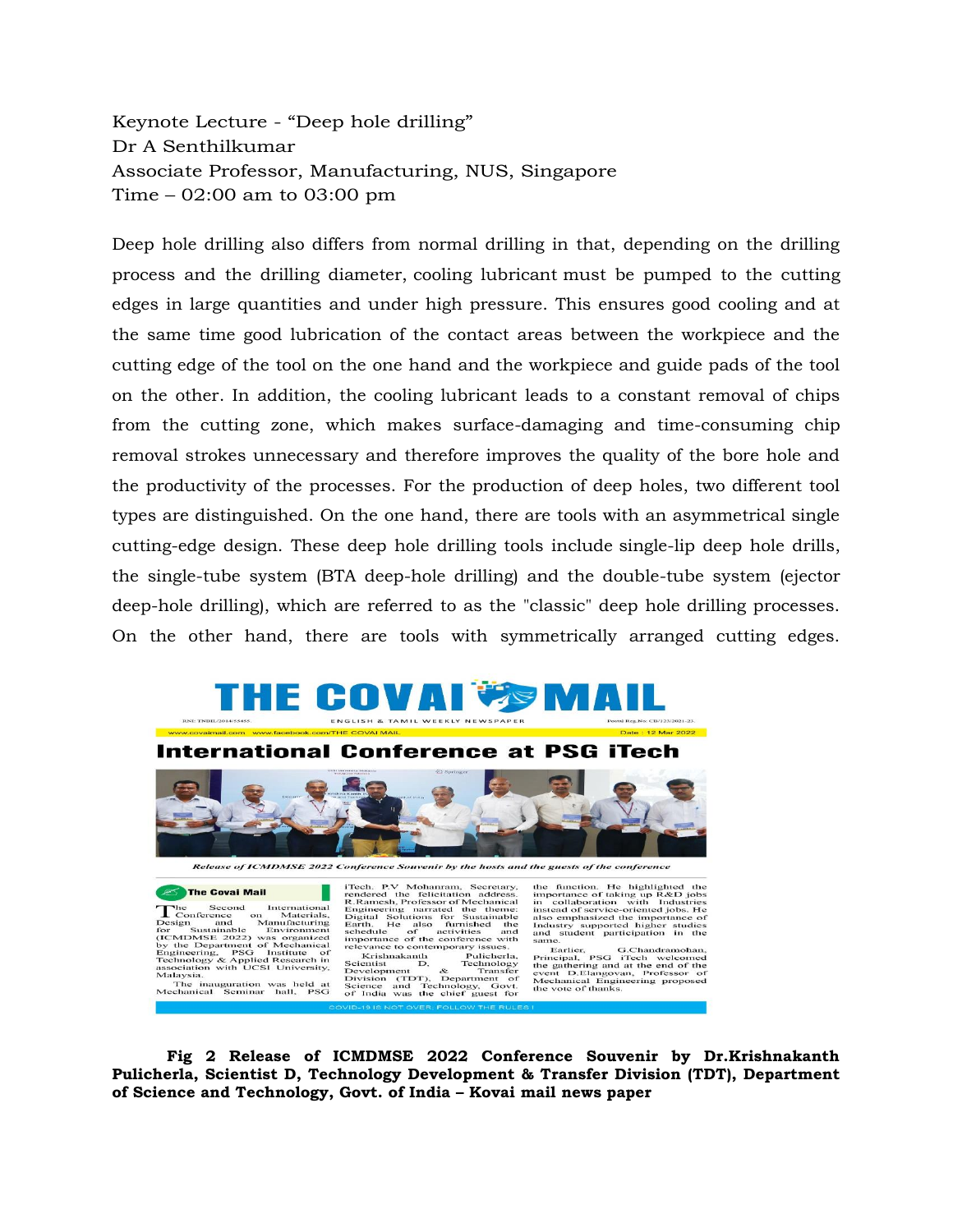Keynote Lecture - "Deep hole drilling"
Dr A Senthilkumar
Associate Professor, Manufacturing, NUS, Singapore
Time – 02:00 am to 03:00 pm

Deep hole drilling also differs from normal drilling in that, depending on the drilling process and the drilling diameter, cooling lubricant must be pumped to the cutting edges in large quantities and under high pressure. This ensures good cooling and at the same time good lubrication of the contact areas between the workpiece and the cutting edge of the tool on the one hand and the workpiece and guide pads of the tool on the other. In addition, the cooling lubricant leads to a constant removal of chips from the cutting zone, which makes surface-damaging and time-consuming chip removal strokes unnecessary and therefore improves the quality of the bore hole and the productivity of the processes. For the production of deep holes, two different tool types are distinguished. On the one hand, there are tools with an asymmetrical single cutting-edge design. These deep hole drilling tools include single-lip deep hole drills, the single-tube system (BTA deep-hole drilling) and the double-tube system (ejector deep-hole drilling), which are referred to as the "classic" deep hole drilling processes. On the other hand, there are tools with symmetrically arranged cutting edges.

THE COVAI MAIL

ENGLISH & TAMIL WEEKLY NEWSPAPER

www.covaimail.com www.facebook.com/THE COVAI MAIL — Date : 12 Mar 2022

## International Conference at PSG iTech

*Release of ICMDMSE 2022 Conference Souvenir by the hosts and the guests of the conference*

**The Covai Mail**

The Second International Conference on Materials, Design and Manufacturing for Sustainable Environment (ICMDMSE 2022) was organized by the Department of Mechanical Engineering, PSG Institute of Technology & Applied Research in association with UCSI University, Malaysia.

The inauguration was held at Mechanical Seminar hall, PSG iTech. P.V Mohanram, Secretary, rendered the felicitation address. R.Ramesh, Professor of Mechanical Engineering narrated the theme: Digital Solutions for Sustainable Earth. He also furnished the schedule of activities and importance of the conference with relevance to contemporary issues.

Krishnakanth Pulicherla, Scientist D, Technology Development & Transfer Division (TDT), Department of Science and Technology, Govt. of India was the chief guest for the function. He highlighted the importance of taking up R&D jobs in collaboration with Industries instead of service-oriented jobs. He also emphasized the importance of Industry supported higher studies and student participation in the same.

Earlier, G.Chandramohan, Principal, PSG iTech welcomed the gathering and at the end of the event D.Elangovan, Professor of Mechanical Engineering proposed the vote of thanks.

COVID-19 IS NOT OVER. FOLLOW THE RULES !

**Fig 2 Release of ICMDMSE 2022 Conference Souvenir by Dr.Krishnakanth Pulicherla, Scientist D, Technology Development & Transfer Division (TDT), Department of Science and Technology, Govt. of India – Kovai mail news paper**